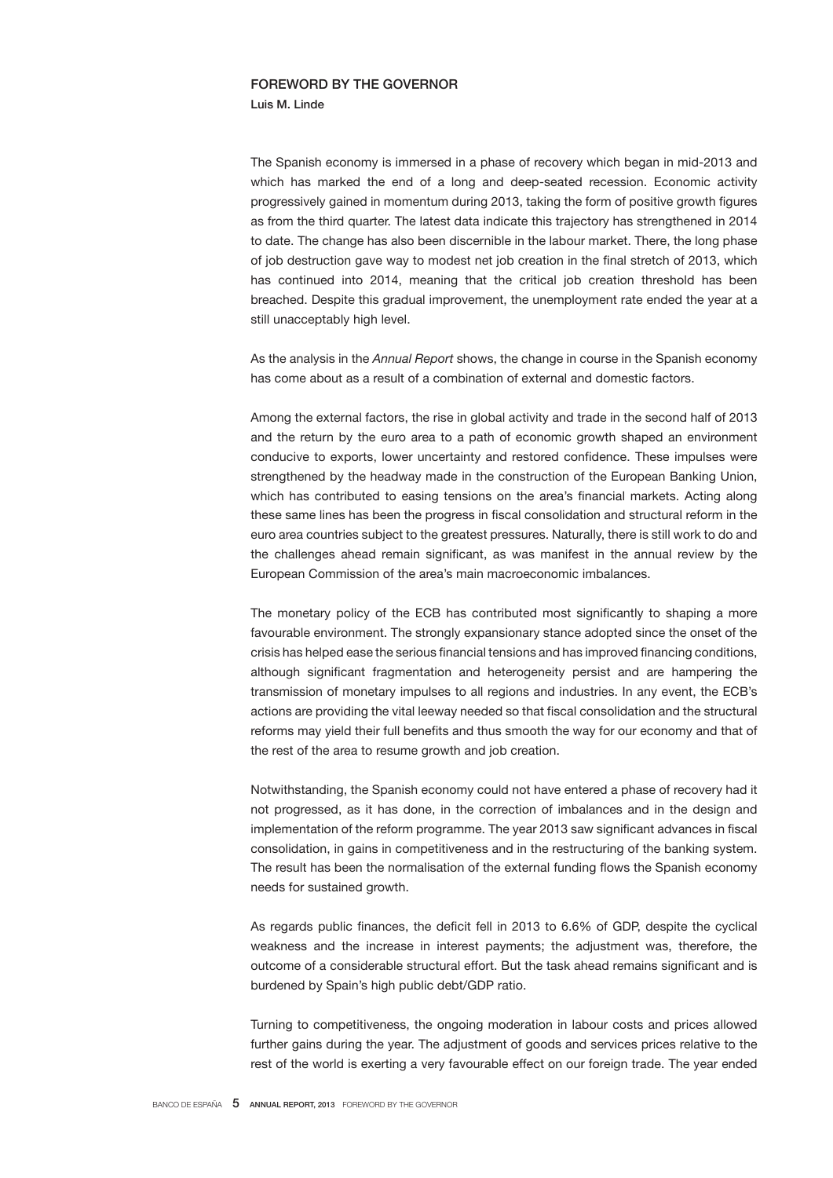# FOREWORD BY THE GOVERNOR

**Luis M. Linde**

The Spanish economy is immersed in a phase of recovery which began in mid-2013 and which has marked the end of a long and deep-seated recession. Economic activity progressively gained in momentum during 2013, taking the form of positive growth figures as from the third quarter. The latest data indicate this trajectory has strengthened in 2014 to date. The change has also been discernible in the labour market. There, the long phase of job destruction gave way to modest net job creation in the final stretch of 2013, which has continued into 2014, meaning that the critical job creation threshold has been breached. Despite this gradual improvement, the unemployment rate ended the year at a still unacceptably high level.

As the analysis in the *Annual Report* shows, the change in course in the Spanish economy has come about as a result of a combination of external and domestic factors.

Among the external factors, the rise in global activity and trade in the second half of 2013 and the return by the euro area to a path of economic growth shaped an environment conducive to exports, lower uncertainty and restored confidence. These impulses were strengthened by the headway made in the construction of the European Banking Union, which has contributed to easing tensions on the area's financial markets. Acting along these same lines has been the progress in fiscal consolidation and structural reform in the euro area countries subject to the greatest pressures. Naturally, there is still work to do and the challenges ahead remain significant, as was manifest in the annual review by the European Commission of the area's main macroeconomic imbalances.

The monetary policy of the ECB has contributed most significantly to shaping a more favourable environment. The strongly expansionary stance adopted since the onset of the crisis has helped ease the serious financial tensions and has improved financing conditions, although significant fragmentation and heterogeneity persist and are hampering the transmission of monetary impulses to all regions and industries. In any event, the ECB's actions are providing the vital leeway needed so that fiscal consolidation and the structural reforms may yield their full benefits and thus smooth the way for our economy and that of the rest of the area to resume growth and job creation.

Notwithstanding, the Spanish economy could not have entered a phase of recovery had it not progressed, as it has done, in the correction of imbalances and in the design and implementation of the reform programme. The year 2013 saw significant advances in fiscal consolidation, in gains in competitiveness and in the restructuring of the banking system. The result has been the normalisation of the external funding flows the Spanish economy needs for sustained growth.

As regards public finances, the deficit fell in 2013 to 6.6% of GDP, despite the cyclical weakness and the increase in interest payments; the adjustment was, therefore, the outcome of a considerable structural effort. But the task ahead remains significant and is burdened by Spain's high public debt/GDP ratio.

Turning to competitiveness, the ongoing moderation in labour costs and prices allowed further gains during the year. The adjustment of goods and services prices relative to the rest of the world is exerting a very favourable effect on our foreign trade. The year ended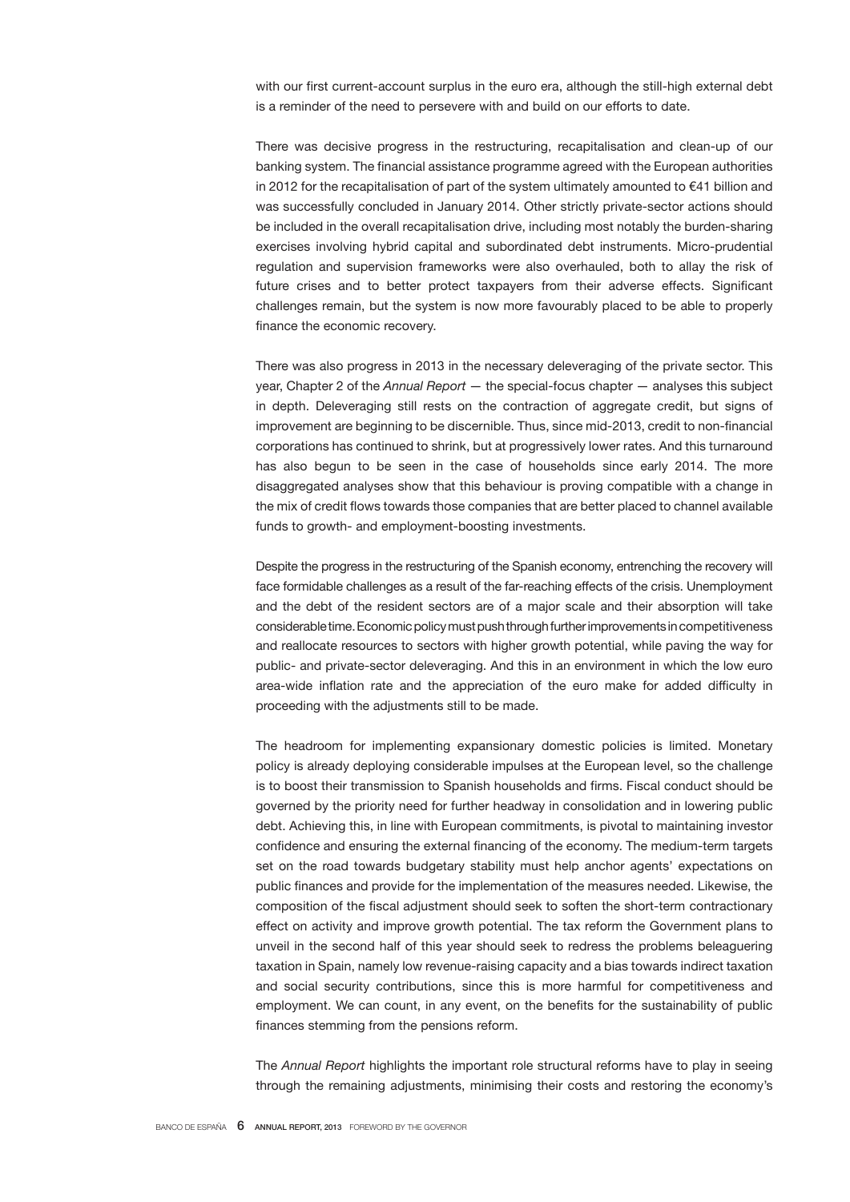with our first current-account surplus in the euro era, although the still-high external debt is a reminder of the need to persevere with and build on our efforts to date.

There was decisive progress in the restructuring, recapitalisation and clean-up of our banking system. The financial assistance programme agreed with the European authorities in 2012 for the recapitalisation of part of the system ultimately amounted to €41 billion and was successfully concluded in January 2014. Other strictly private-sector actions should be included in the overall recapitalisation drive, including most notably the burden-sharing exercises involving hybrid capital and subordinated debt instruments. Micro-prudential regulation and supervision frameworks were also overhauled, both to allay the risk of future crises and to better protect taxpayers from their adverse effects. Significant challenges remain, but the system is now more favourably placed to be able to properly finance the economic recovery.

There was also progress in 2013 in the necessary deleveraging of the private sector. This year, Chapter 2 of the *Annual Report* — the special-focus chapter — analyses this subject in depth. Deleveraging still rests on the contraction of aggregate credit, but signs of improvement are beginning to be discernible. Thus, since mid-2013, credit to non-financial corporations has continued to shrink, but at progressively lower rates. And this turnaround has also begun to be seen in the case of households since early 2014. The more disaggregated analyses show that this behaviour is proving compatible with a change in the mix of credit flows towards those companies that are better placed to channel available funds to growth- and employment-boosting investments.

Despite the progress in the restructuring of the Spanish economy, entrenching the recovery will face formidable challenges as a result of the far-reaching effects of the crisis. Unemployment and the debt of the resident sectors are of a major scale and their absorption will take considerable time. Economic policy must push through further improvements in competitiveness and reallocate resources to sectors with higher growth potential, while paving the way for public- and private-sector deleveraging. And this in an environment in which the low euro area-wide inflation rate and the appreciation of the euro make for added difficulty in proceeding with the adjustments still to be made.

The headroom for implementing expansionary domestic policies is limited. Monetary policy is already deploying considerable impulses at the European level, so the challenge is to boost their transmission to Spanish households and firms. Fiscal conduct should be governed by the priority need for further headway in consolidation and in lowering public debt. Achieving this, in line with European commitments, is pivotal to maintaining investor confidence and ensuring the external financing of the economy. The medium-term targets set on the road towards budgetary stability must help anchor agents' expectations on public finances and provide for the implementation of the measures needed. Likewise, the composition of the fiscal adjustment should seek to soften the short-term contractionary effect on activity and improve growth potential. The tax reform the Government plans to unveil in the second half of this year should seek to redress the problems beleaguering taxation in Spain, namely low revenue-raising capacity and a bias towards indirect taxation and social security contributions, since this is more harmful for competitiveness and employment. We can count, in any event, on the benefits for the sustainability of public finances stemming from the pensions reform.

The *Annual Report* highlights the important role structural reforms have to play in seeing through the remaining adjustments, minimising their costs and restoring the economy's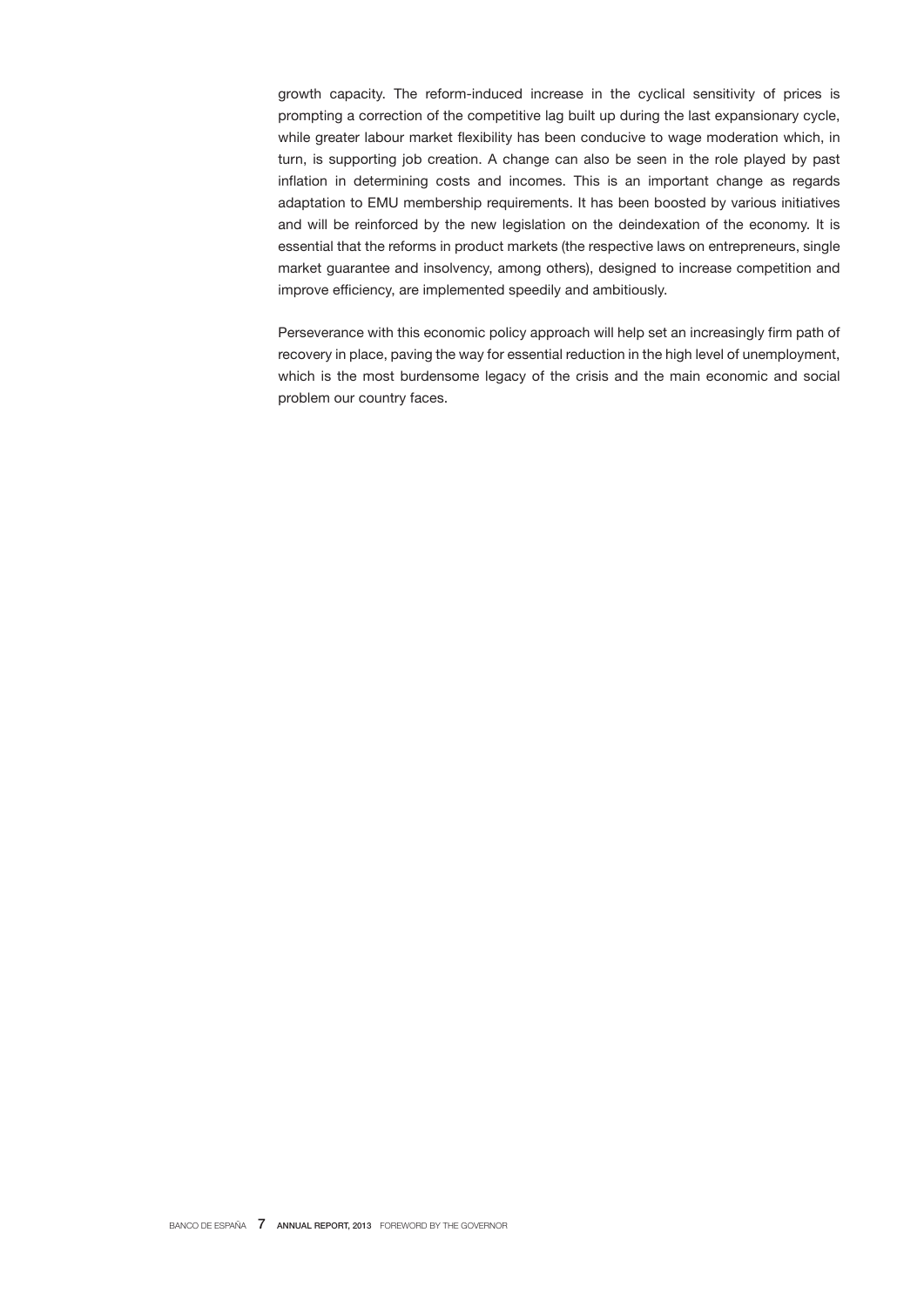growth capacity. The reform-induced increase in the cyclical sensitivity of prices is prompting a correction of the competitive lag built up during the last expansionary cycle, while greater labour market flexibility has been conducive to wage moderation which, in turn, is supporting job creation. A change can also be seen in the role played by past inflation in determining costs and incomes. This is an important change as regards adaptation to EMU membership requirements. It has been boosted by various initiatives and will be reinforced by the new legislation on the deindexation of the economy. It is essential that the reforms in product markets (the respective laws on entrepreneurs, single market guarantee and insolvency, among others), designed to increase competition and improve efficiency, are implemented speedily and ambitiously.

Perseverance with this economic policy approach will help set an increasingly firm path of recovery in place, paving the way for essential reduction in the high level of unemployment, which is the most burdensome legacy of the crisis and the main economic and social problem our country faces.